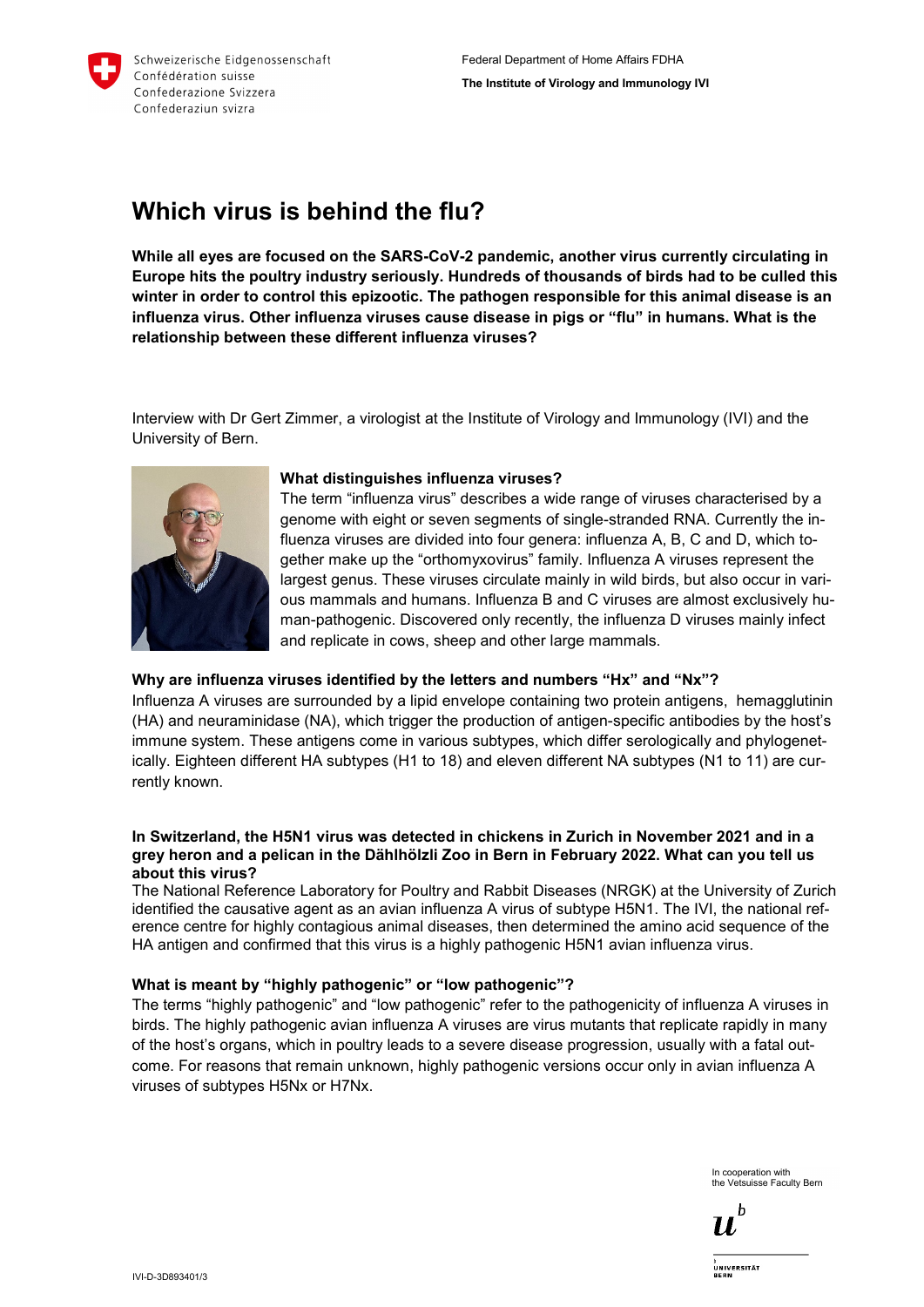Schweizerische Eidgenossenschaft
Confédération suisse
Confederazione Svizzera
Confederaziun svizra

Federal Department of Home Affairs FDHA

**The Institute of Virology and Immunology IVI**

# Which virus is behind the flu?

**While all eyes are focused on the SARS-CoV-2 pandemic, another virus currently circulating in Europe hits the poultry industry seriously. Hundreds of thousands of birds had to be culled this winter in order to control this epizootic. The pathogen responsible for this animal disease is an influenza virus. Other influenza viruses cause disease in pigs or "flu" in humans. What is the relationship between these different influenza viruses?**

Interview with Dr Gert Zimmer, a virologist at the Institute of Virology and Immunology (IVI) and the University of Bern.

**What distinguishes influenza viruses?**

The term "influenza virus" describes a wide range of viruses characterised by a genome with eight or seven segments of single-stranded RNA. Currently the influenza viruses are divided into four genera: influenza A, B, C and D, which together make up the "orthomyxovirus" family. Influenza A viruses represent the largest genus. These viruses circulate mainly in wild birds, but also occur in various mammals and humans. Influenza B and C viruses are almost exclusively human-pathogenic. Discovered only recently, the influenza D viruses mainly infect and replicate in cows, sheep and other large mammals.

**Why are influenza viruses identified by the letters and numbers "Hx" and "Nx"?**

Influenza A viruses are surrounded by a lipid envelope containing two protein antigens, hemagglutinin (HA) and neuraminidase (NA), which trigger the production of antigen-specific antibodies by the host's immune system. These antigens come in various subtypes, which differ serologically and phylogenetically. Eighteen different HA subtypes (H1 to 18) and eleven different NA subtypes (N1 to 11) are currently known.

**In Switzerland, the H5N1 virus was detected in chickens in Zurich in November 2021 and in a grey heron and a pelican in the Dählhölzli Zoo in Bern in February 2022. What can you tell us about this virus?**

The National Reference Laboratory for Poultry and Rabbit Diseases (NRGK) at the University of Zurich identified the causative agent as an avian influenza A virus of subtype H5N1. The IVI, the national reference centre for highly contagious animal diseases, then determined the amino acid sequence of the HA antigen and confirmed that this virus is a highly pathogenic H5N1 avian influenza virus.

**What is meant by "highly pathogenic" or "low pathogenic"?**

The terms "highly pathogenic" and "low pathogenic" refer to the pathogenicity of influenza A viruses in birds. The highly pathogenic avian influenza A viruses are virus mutants that replicate rapidly in many of the host's organs, which in poultry leads to a severe disease progression, usually with a fatal outcome. For reasons that remain unknown, highly pathogenic versions occur only in avian influenza A viruses of subtypes H5Nx or H7Nx.

In cooperation with the Vetsuisse Faculty Bern

IVI-D-3D893401/3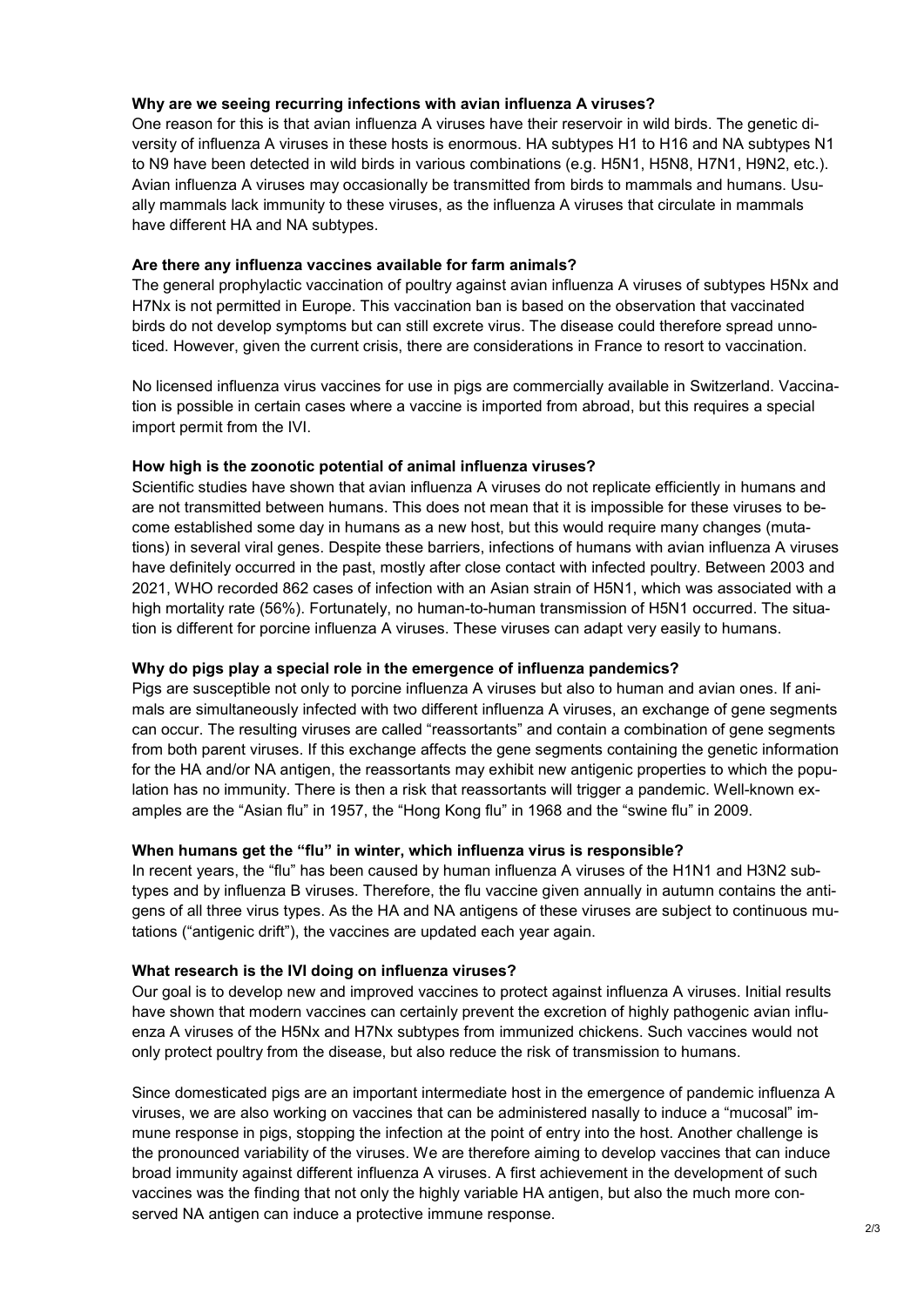**Why are we seeing recurring infections with avian influenza A viruses?**

One reason for this is that avian influenza A viruses have their reservoir in wild birds. The genetic diversity of influenza A viruses in these hosts is enormous. HA subtypes H1 to H16 and NA subtypes N1 to N9 have been detected in wild birds in various combinations (e.g. H5N1, H5N8, H7N1, H9N2, etc.). Avian influenza A viruses may occasionally be transmitted from birds to mammals and humans. Usually mammals lack immunity to these viruses, as the influenza A viruses that circulate in mammals have different HA and NA subtypes.

**Are there any influenza vaccines available for farm animals?**

The general prophylactic vaccination of poultry against avian influenza A viruses of subtypes H5Nx and H7Nx is not permitted in Europe. This vaccination ban is based on the observation that vaccinated birds do not develop symptoms but can still excrete virus. The disease could therefore spread unnoticed. However, given the current crisis, there are considerations in France to resort to vaccination.

No licensed influenza virus vaccines for use in pigs are commercially available in Switzerland. Vaccination is possible in certain cases where a vaccine is imported from abroad, but this requires a special import permit from the IVI.

**How high is the zoonotic potential of animal influenza viruses?**

Scientific studies have shown that avian influenza A viruses do not replicate efficiently in humans and are not transmitted between humans. This does not mean that it is impossible for these viruses to become established some day in humans as a new host, but this would require many changes (mutations) in several viral genes. Despite these barriers, infections of humans with avian influenza A viruses have definitely occurred in the past, mostly after close contact with infected poultry. Between 2003 and 2021, WHO recorded 862 cases of infection with an Asian strain of H5N1, which was associated with a high mortality rate (56%). Fortunately, no human-to-human transmission of H5N1 occurred. The situation is different for porcine influenza A viruses. These viruses can adapt very easily to humans.

**Why do pigs play a special role in the emergence of influenza pandemics?**

Pigs are susceptible not only to porcine influenza A viruses but also to human and avian ones. If animals are simultaneously infected with two different influenza A viruses, an exchange of gene segments can occur. The resulting viruses are called "reassortants" and contain a combination of gene segments from both parent viruses. If this exchange affects the gene segments containing the genetic information for the HA and/or NA antigen, the reassortants may exhibit new antigenic properties to which the population has no immunity. There is then a risk that reassortants will trigger a pandemic. Well-known examples are the "Asian flu" in 1957, the "Hong Kong flu" in 1968 and the "swine flu" in 2009.

**When humans get the "flu" in winter, which influenza virus is responsible?**

In recent years, the "flu" has been caused by human influenza A viruses of the H1N1 and H3N2 subtypes and by influenza B viruses. Therefore, the flu vaccine given annually in autumn contains the antigens of all three virus types. As the HA and NA antigens of these viruses are subject to continuous mutations ("antigenic drift"), the vaccines are updated each year again.

**What research is the IVI doing on influenza viruses?**

Our goal is to develop new and improved vaccines to protect against influenza A viruses. Initial results have shown that modern vaccines can certainly prevent the excretion of highly pathogenic avian influenza A viruses of the H5Nx and H7Nx subtypes from immunized chickens. Such vaccines would not only protect poultry from the disease, but also reduce the risk of transmission to humans.

Since domesticated pigs are an important intermediate host in the emergence of pandemic influenza A viruses, we are also working on vaccines that can be administered nasally to induce a "mucosal" immune response in pigs, stopping the infection at the point of entry into the host. Another challenge is the pronounced variability of the viruses. We are therefore aiming to develop vaccines that can induce broad immunity against different influenza A viruses. A first achievement in the development of such vaccines was the finding that not only the highly variable HA antigen, but also the much more conserved NA antigen can induce a protective immune response.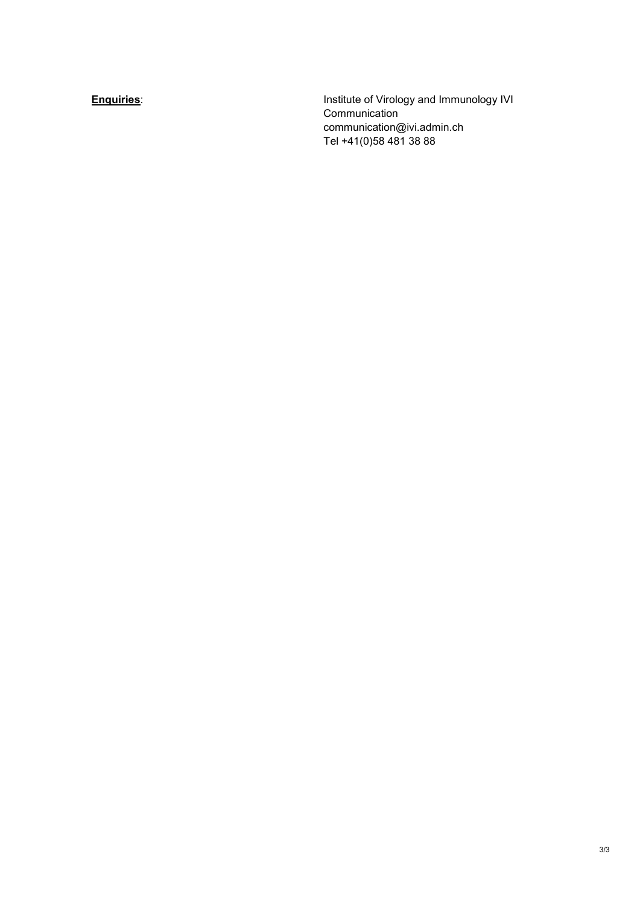**Enquiries**: Institute of Virology and Immunology IVI
Communication
communication@ivi.admin.ch
Tel +41(0)58 481 38 88